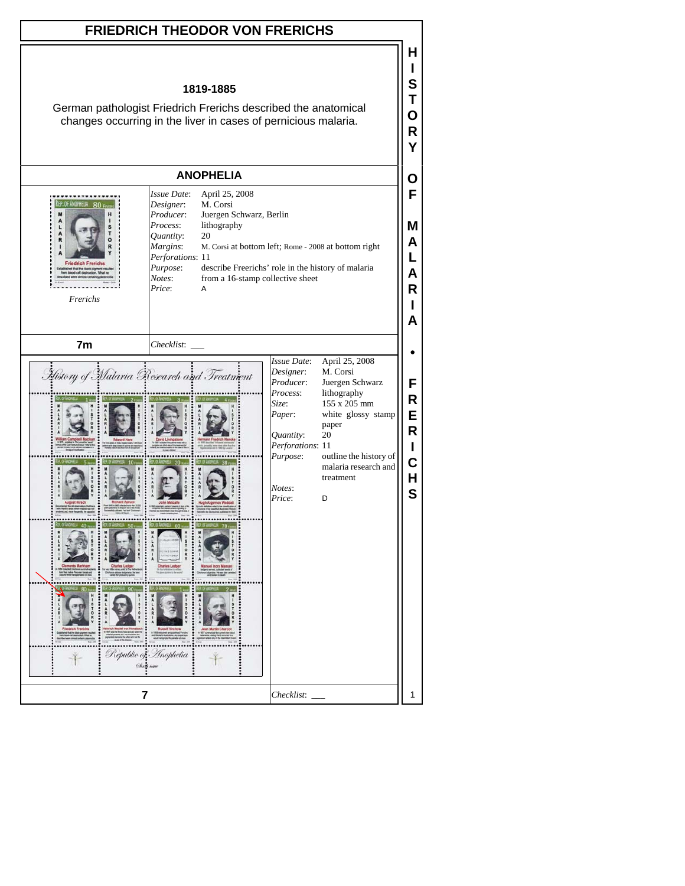# FRIEDRICH THEODOR VON FRERICHS

**1819-1885**

German pathologist Friedrich Frerichs described the anatomical changes occurring in the liver in cases of pernicious malaria.

## ANOPHELIA

*Frerichs*

| | |
|---|---|
| *Issue Date*: | April 25, 2008 |
| *Designer*: | M. Corsi |
| *Producer*: | Juergen Schwarz, Berlin |
| *Process*: | lithography |
| *Quantity*: | 20 |
| *Margins*: | M. Corsi at bottom left; Rome - 2008 at bottom right |
| *Perforations*: | 11 |
| *Purpose*: | describe Freerichs' role in the history of malaria |
| *Notes*: | from a 16-stamp collective sheet |
| *Price*: | A |

**7m** *Checklist*: ___

| | |
|---|---|
| *Issue Date*: | April 25, 2008 |
| *Designer*: | M. Corsi |
| *Producer*: | Juergen Schwarz |
| *Process*: | lithography |
| *Size*: | 155 x 205 mm |
| *Paper*: | white glossy stamp paper |
| *Quantity*: | 20 |
| *Perforations*: | 11 |
| *Purpose*: | outline the history of malaria research and treatment |
| *Notes*: | |
| *Price*: | D |

**7** *Checklist*: ___

HISTORY OF MALARIA • FRERICHS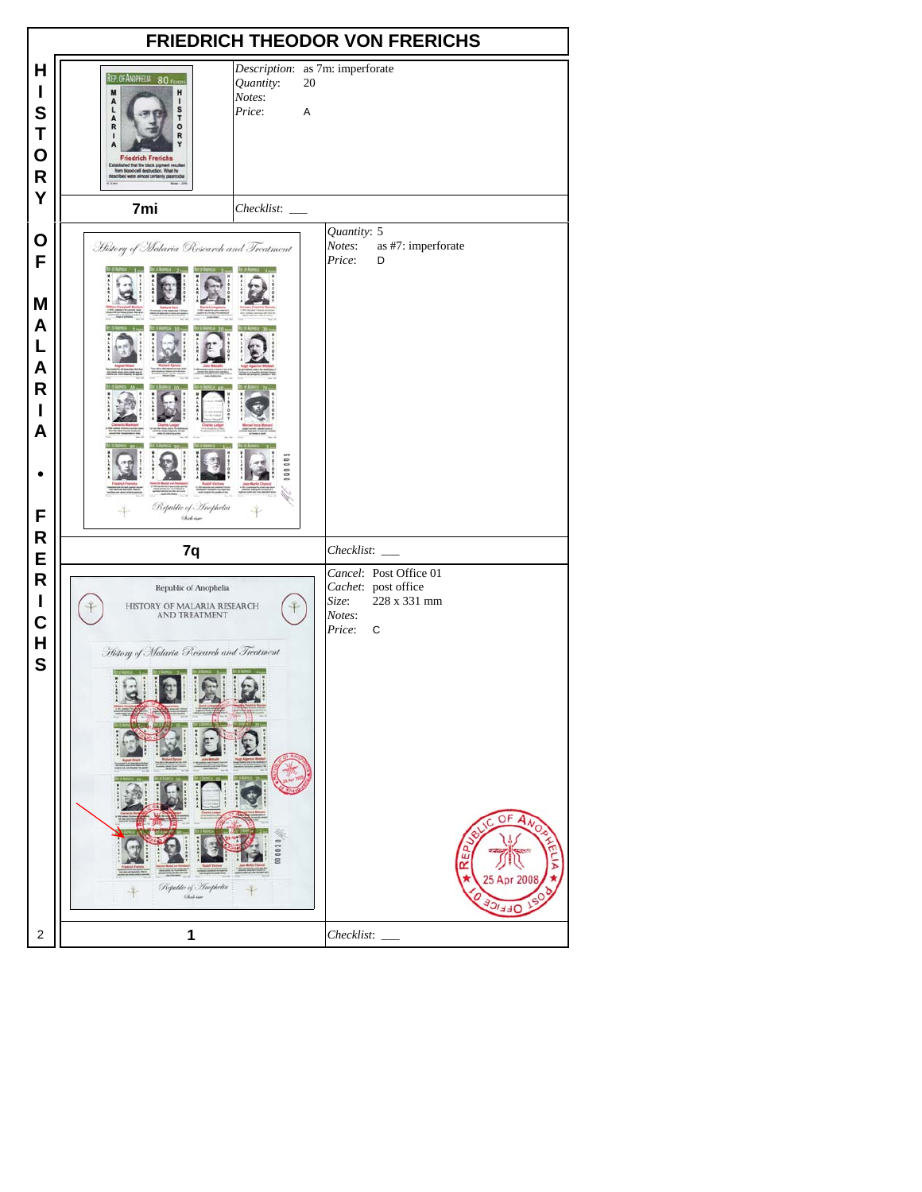# FRIEDRICH THEODOR VON FRERICHS

HISTORY OF MALARIA • FRERICHS

| | |
|---|---|
| | *Description*: as 7m: imperforate<br>*Quantity*: 20<br>*Notes*:<br>*Price*: A |
| **7mi** | *Checklist*: ___ |
| | *Quantity*: 5<br>*Notes*: as #7: imperforate<br>*Price*: D |
| **7q** | *Checklist*: ___ |
| | *Cancel*: Post Office 01<br>*Cachet*: post office<br>*Size*: 228 x 331 mm<br>*Notes*:<br>*Price*: C |
| **1** | *Checklist*: ___ |